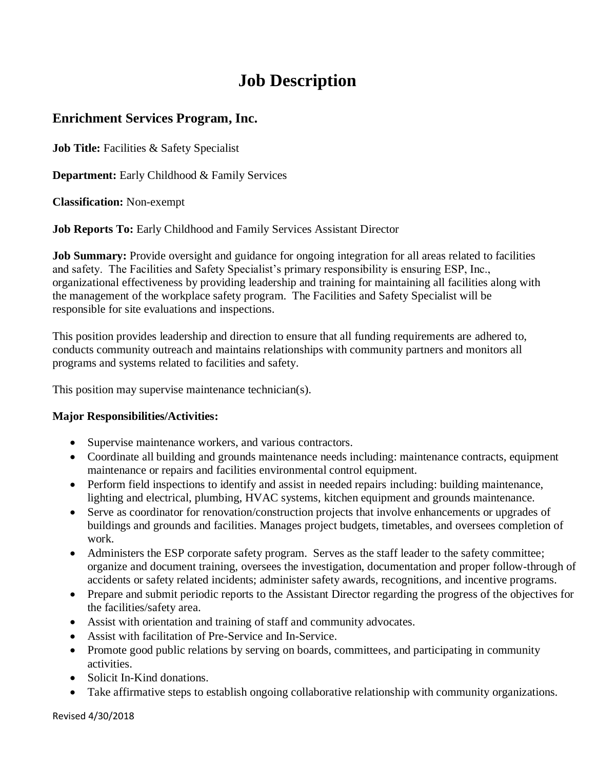# Job Description

## Enrichment Services Program, Inc.

**Job Title:** Facilities & Safety Specialist

**Department:** Early Childhood & Family Services

**Classification:** Non-exempt

**Job Reports To:** Early Childhood and Family Services Assistant Director

**Job Summary:** Provide oversight and guidance for ongoing integration for all areas related to facilities and safety. The Facilities and Safety Specialist's primary responsibility is ensuring ESP, Inc., organizational effectiveness by providing leadership and training for maintaining all facilities along with the management of the workplace safety program. The Facilities and Safety Specialist will be responsible for site evaluations and inspections.

This position provides leadership and direction to ensure that all funding requirements are adhered to, conducts community outreach and maintains relationships with community partners and monitors all programs and systems related to facilities and safety.

This position may supervise maintenance technician(s).

**Major Responsibilities/Activities:**

- Supervise maintenance workers, and various contractors.
- Coordinate all building and grounds maintenance needs including: maintenance contracts, equipment maintenance or repairs and facilities environmental control equipment.
- Perform field inspections to identify and assist in needed repairs including: building maintenance, lighting and electrical, plumbing, HVAC systems, kitchen equipment and grounds maintenance.
- Serve as coordinator for renovation/construction projects that involve enhancements or upgrades of buildings and grounds and facilities. Manages project budgets, timetables, and oversees completion of work.
- Administers the ESP corporate safety program. Serves as the staff leader to the safety committee; organize and document training, oversees the investigation, documentation and proper follow-through of accidents or safety related incidents; administer safety awards, recognitions, and incentive programs.
- Prepare and submit periodic reports to the Assistant Director regarding the progress of the objectives for the facilities/safety area.
- Assist with orientation and training of staff and community advocates.
- Assist with facilitation of Pre-Service and In-Service.
- Promote good public relations by serving on boards, committees, and participating in community activities.
- Solicit In-Kind donations.
- Take affirmative steps to establish ongoing collaborative relationship with community organizations.

Revised 4/30/2018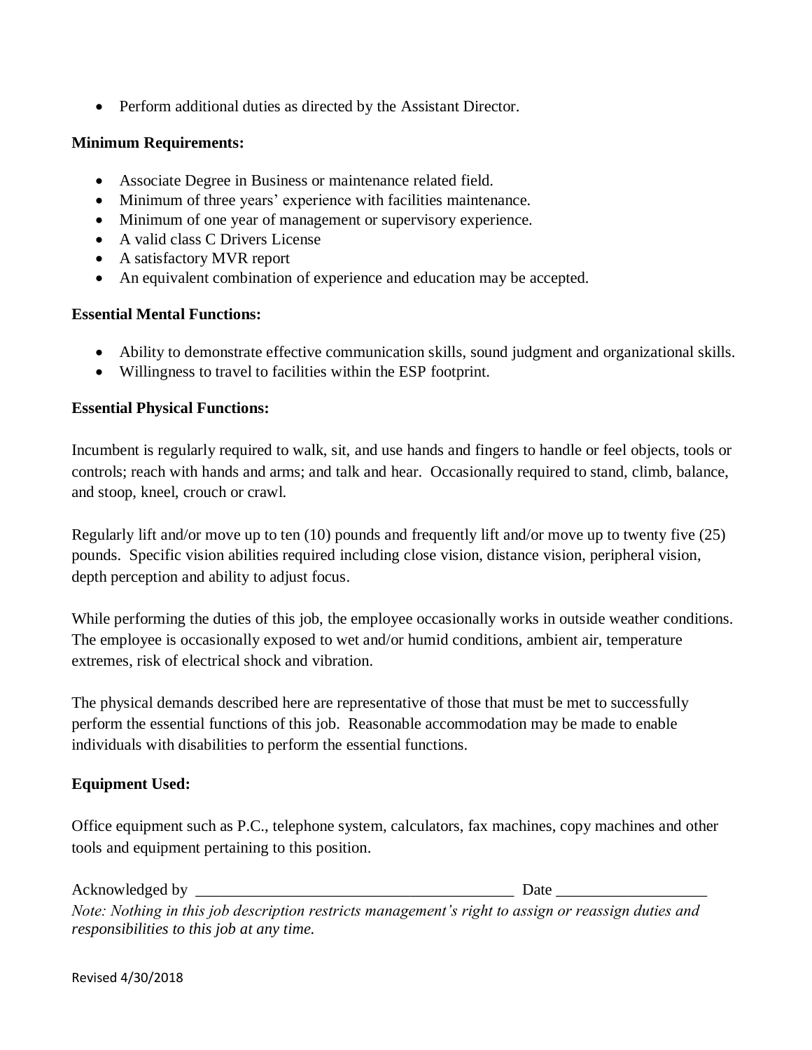- Perform additional duties as directed by the Assistant Director.

**Minimum Requirements:**

- Associate Degree in Business or maintenance related field.
- Minimum of three years' experience with facilities maintenance.
- Minimum of one year of management or supervisory experience.
- A valid class C Drivers License
- A satisfactory MVR report
- An equivalent combination of experience and education may be accepted.

**Essential Mental Functions:**

- Ability to demonstrate effective communication skills, sound judgment and organizational skills.
- Willingness to travel to facilities within the ESP footprint.

**Essential Physical Functions:**

Incumbent is regularly required to walk, sit, and use hands and fingers to handle or feel objects, tools or controls; reach with hands and arms; and talk and hear. Occasionally required to stand, climb, balance, and stoop, kneel, crouch or crawl.

Regularly lift and/or move up to ten (10) pounds and frequently lift and/or move up to twenty five (25) pounds. Specific vision abilities required including close vision, distance vision, peripheral vision, depth perception and ability to adjust focus.

While performing the duties of this job, the employee occasionally works in outside weather conditions. The employee is occasionally exposed to wet and/or humid conditions, ambient air, temperature extremes, risk of electrical shock and vibration.

The physical demands described here are representative of those that must be met to successfully perform the essential functions of this job. Reasonable accommodation may be made to enable individuals with disabilities to perform the essential functions.

**Equipment Used:**

Office equipment such as P.C., telephone system, calculators, fax machines, copy machines and other tools and equipment pertaining to this position.

Acknowledged by ________________________________________ Date __________________

*Note: Nothing in this job description restricts management's right to assign or reassign duties and responsibilities to this job at any time.*

Revised 4/30/2018